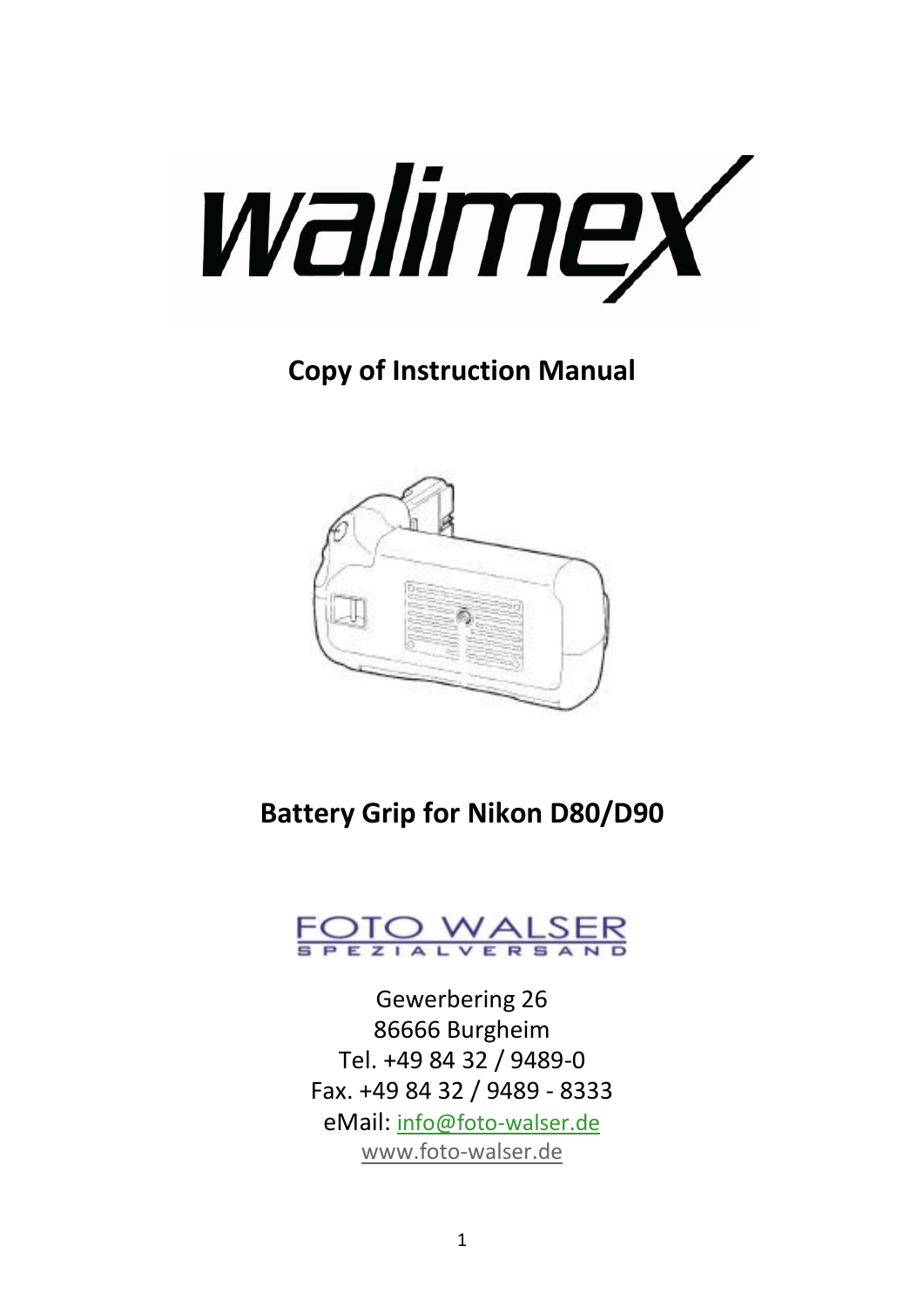walimex

# Copy of Instruction Manual

# Battery Grip for Nikon D80/D90

FOTO WALSER
SPEZIALVERSAND

Gewerbering 26
86666 Burgheim
Tel. +49 84 32 / 9489-0
Fax. +49 84 32 / 9489 - 8333
eMail: info@foto-walser.de
www.foto-walser.de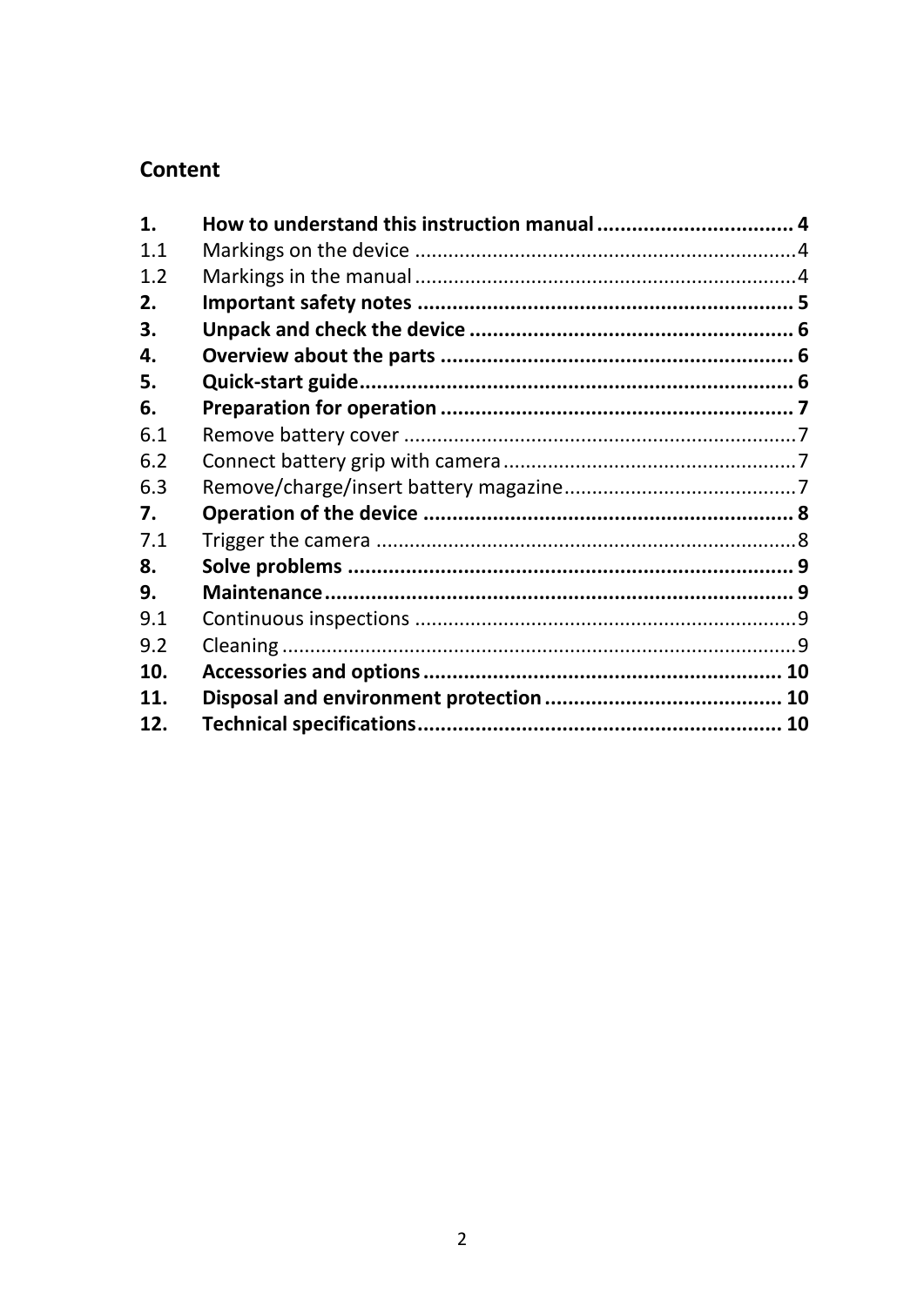## Content

| | | |
|---|---|---|
| **1.** | **How to understand this instruction manual** | **4** |
| 1.1 | Markings on the device | 4 |
| 1.2 | Markings in the manual | 4 |
| **2.** | **Important safety notes** | **5** |
| **3.** | **Unpack and check the device** | **6** |
| **4.** | **Overview about the parts** | **6** |
| **5.** | **Quick-start guide** | **6** |
| **6.** | **Preparation for operation** | **7** |
| 6.1 | Remove battery cover | 7 |
| 6.2 | Connect battery grip with camera | 7 |
| 6.3 | Remove/charge/insert battery magazine | 7 |
| **7.** | **Operation of the device** | **8** |
| 7.1 | Trigger the camera | 8 |
| **8.** | **Solve problems** | **9** |
| **9.** | **Maintenance** | **9** |
| 9.1 | Continuous inspections | 9 |
| 9.2 | Cleaning | 9 |
| **10.** | **Accessories and options** | **10** |
| **11.** | **Disposal and environment protection** | **10** |
| **12.** | **Technical specifications** | **10** |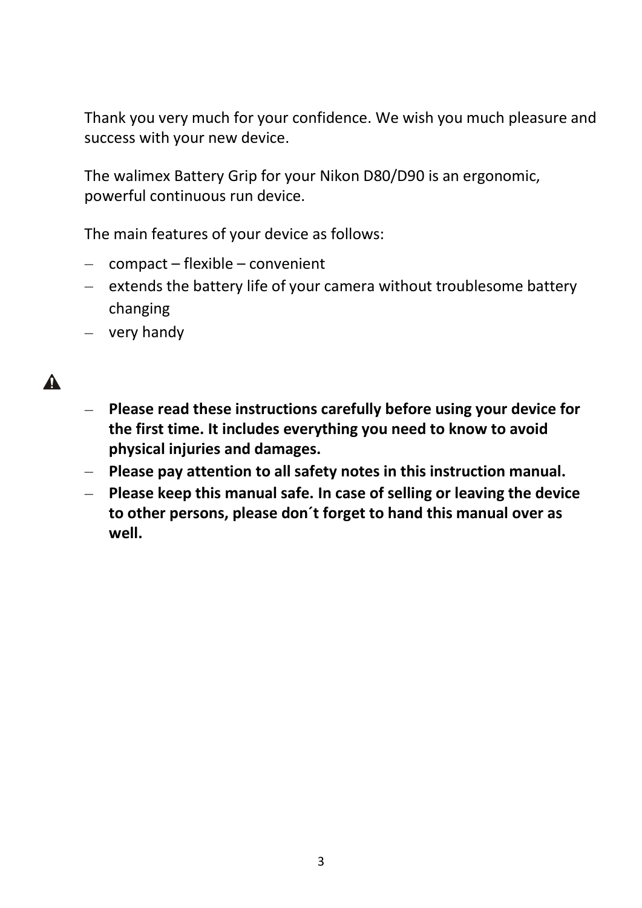Thank you very much for your confidence. We wish you much pleasure and success with your new device.

The walimex Battery Grip for your Nikon D80/D90 is an ergonomic, powerful continuous run device.

The main features of your device as follows:

- compact – flexible – convenient
- extends the battery life of your camera without troublesome battery changing
- very handy

⚠

- **Please read these instructions carefully before using your device for the first time. It includes everything you need to know to avoid physical injuries and damages.**
- **Please pay attention to all safety notes in this instruction manual.**
- **Please keep this manual safe. In case of selling or leaving the device to other persons, please don´t forget to hand this manual over as well.**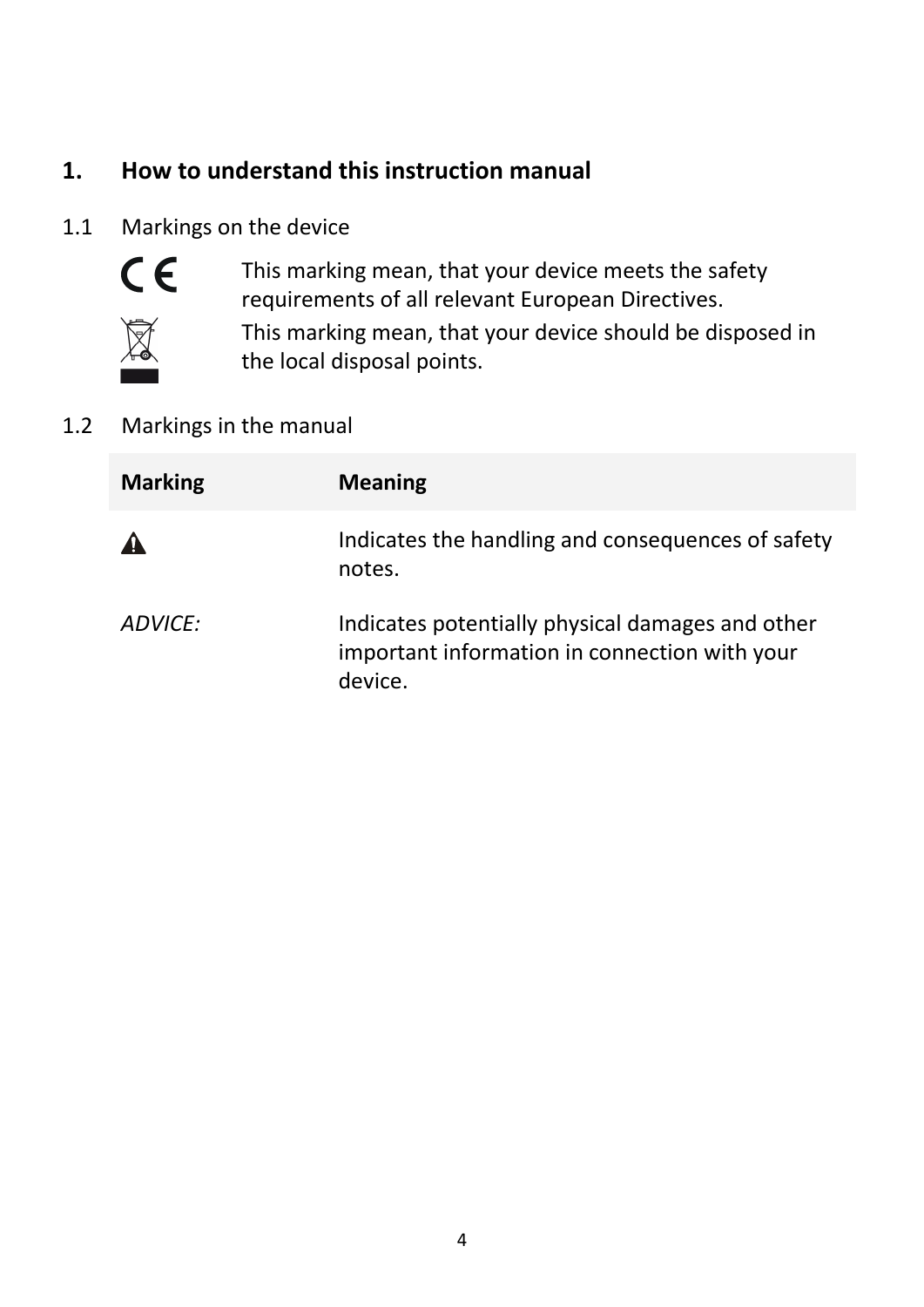## 1. How to understand this instruction manual

### 1.1 Markings on the device

This marking mean, that your device meets the safety requirements of all relevant European Directives.

This marking mean, that your device should be disposed in the local disposal points.

### 1.2 Markings in the manual

| Marking | Meaning |
| --- | --- |
| ⚠ | Indicates the handling and consequences of safety notes. |
| *ADVICE:* | Indicates potentially physical damages and other important information in connection with your device. |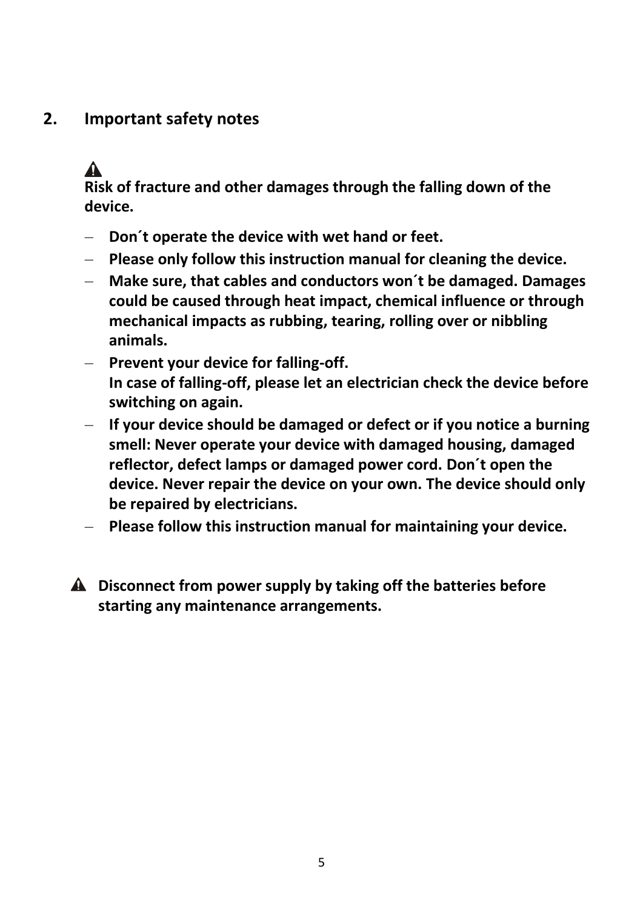## 2. Important safety notes

⚠

**Risk of fracture and other damages through the falling down of the device.**

- **Don´t operate the device with wet hand or feet.**
- **Please only follow this instruction manual for cleaning the device.**
- **Make sure, that cables and conductors won´t be damaged. Damages could be caused through heat impact, chemical influence or through mechanical impacts as rubbing, tearing, rolling over or nibbling animals.**
- **Prevent your device for falling-off.**
  **In case of falling-off, please let an electrician check the device before switching on again.**
- **If your device should be damaged or defect or if you notice a burning smell: Never operate your device with damaged housing, damaged reflector, defect lamps or damaged power cord. Don´t open the device. Never repair the device on your own. The device should only be repaired by electricians.**
- **Please follow this instruction manual for maintaining your device.**

⚠ **Disconnect from power supply by taking off the batteries before starting any maintenance arrangements.**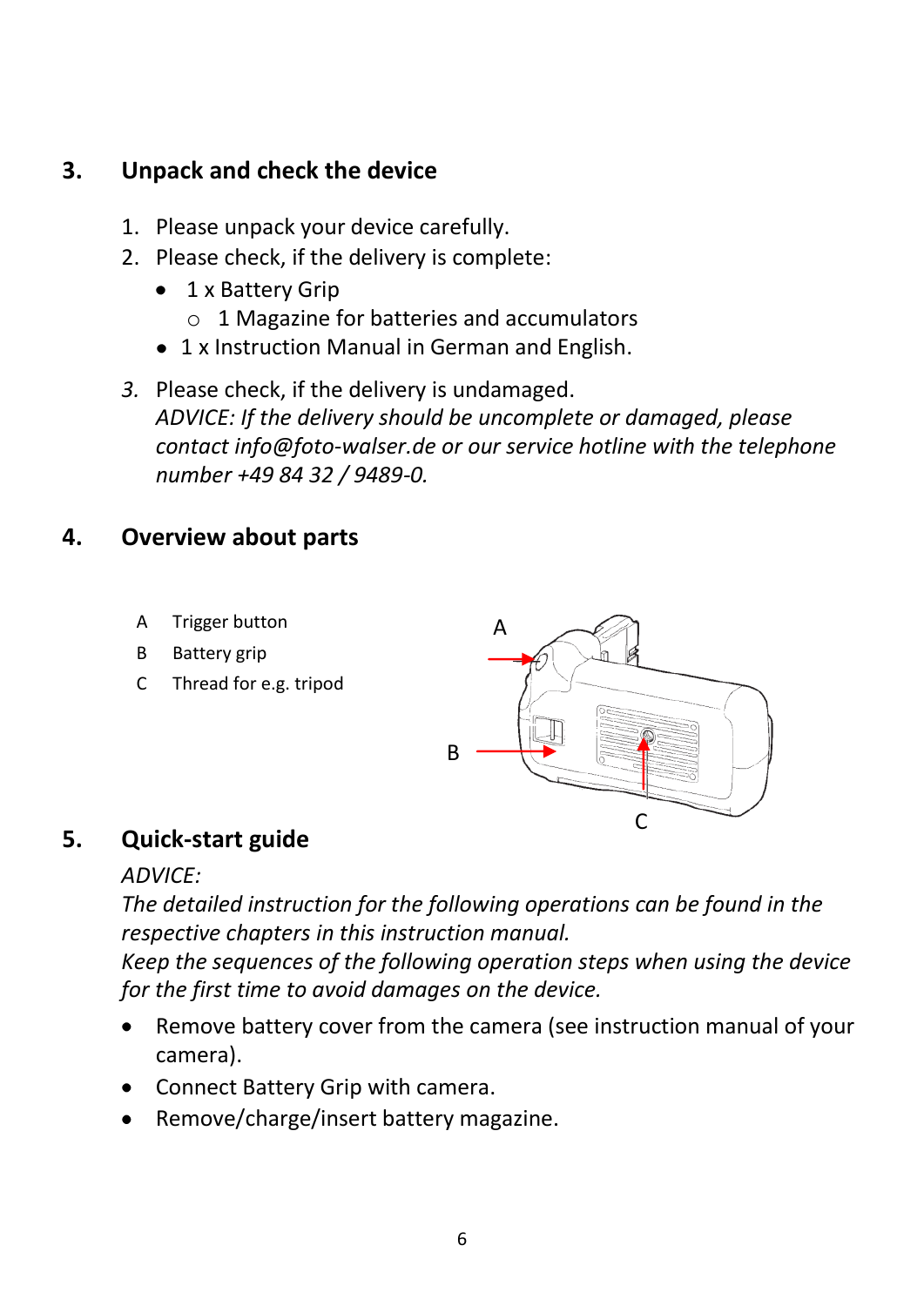## 3. Unpack and check the device

1. Please unpack your device carefully.
2. Please check, if the delivery is complete:
   - 1 x Battery Grip
     - 1 Magazine for batteries and accumulators
   - 1 x Instruction Manual in German and English.
3. Please check, if the delivery is undamaged.
   *ADVICE: If the delivery should be uncomplete or damaged, please contact info@foto-walser.de or our service hotline with the telephone number +49 84 32 / 9489-0.*

## 4. Overview about parts

A Trigger button

B Battery grip

C Thread for e.g. tripod

## 5. Quick-start guide

*ADVICE:*
*The detailed instruction for the following operations can be found in the respective chapters in this instruction manual.*
*Keep the sequences of the following operation steps when using the device for the first time to avoid damages on the device.*

- Remove battery cover from the camera (see instruction manual of your camera).
- Connect Battery Grip with camera.
- Remove/charge/insert battery magazine.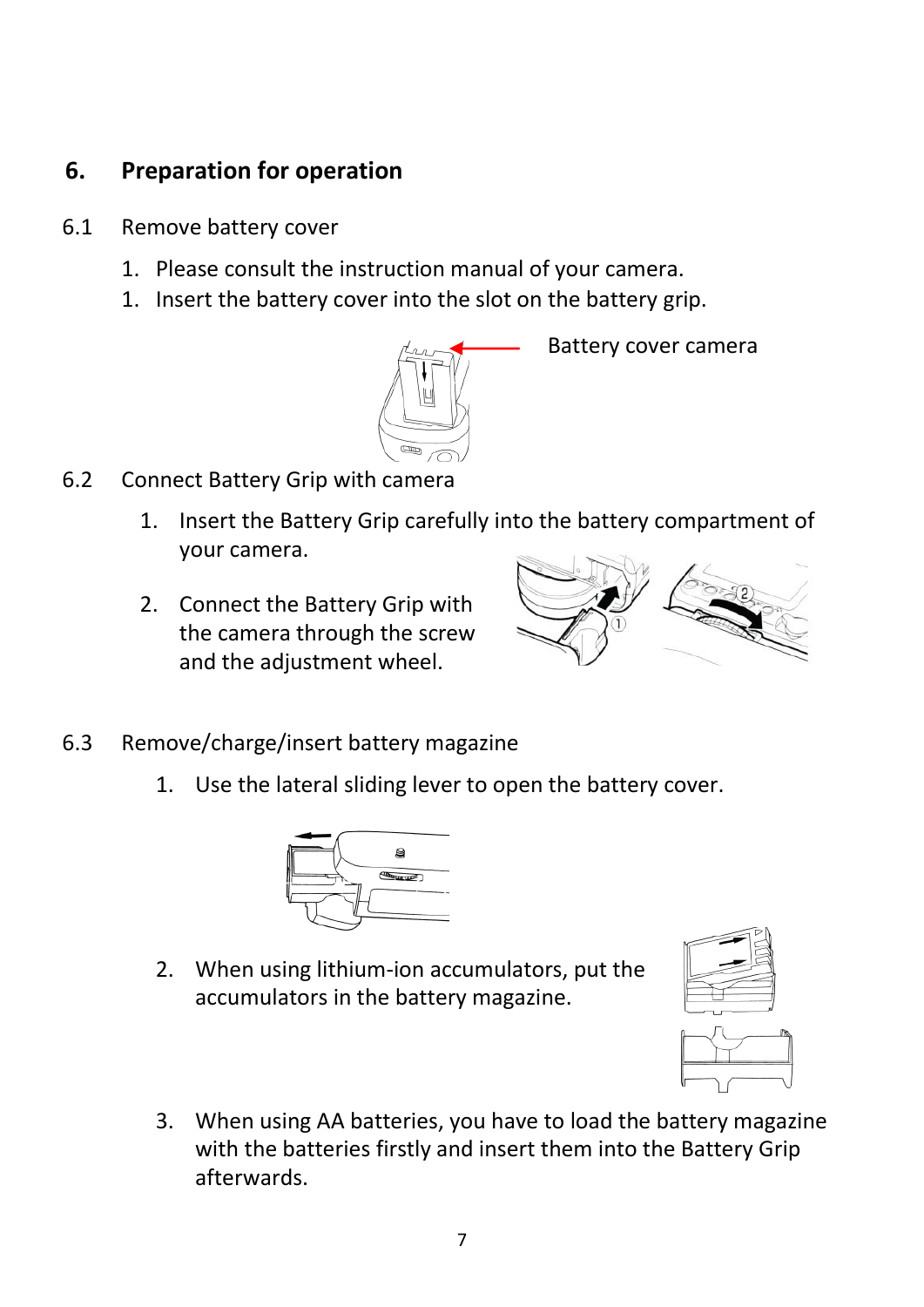## 6. Preparation for operation

6.1 Remove battery cover

1. Please consult the instruction manual of your camera.
1. Insert the battery cover into the slot on the battery grip.

Battery cover camera

6.2 Connect Battery Grip with camera

1. Insert the Battery Grip carefully into the battery compartment of your camera.
2. Connect the Battery Grip with the camera through the screw and the adjustment wheel.

6.3 Remove/charge/insert battery magazine

1. Use the lateral sliding lever to open the battery cover.
2. When using lithium-ion accumulators, put the accumulators in the battery magazine.
3. When using AA batteries, you have to load the battery magazine with the batteries firstly and insert them into the Battery Grip afterwards.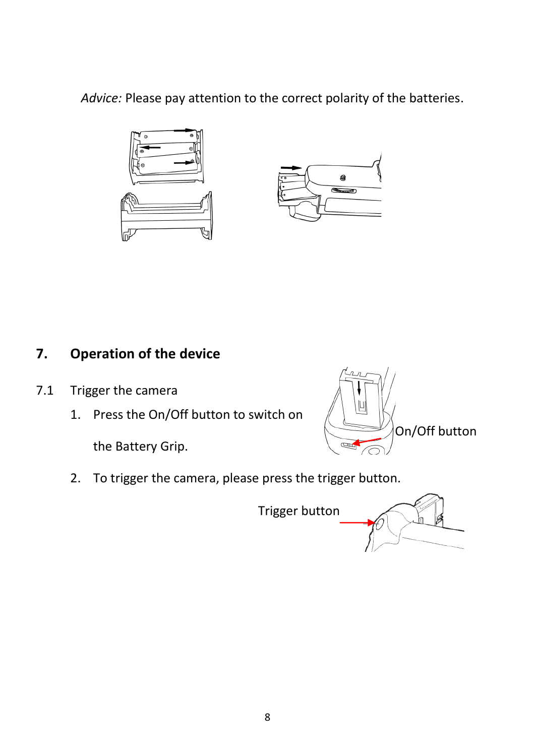*Advice:* Please pay attention to the correct polarity of the batteries.

## 7. Operation of the device

### 7.1 Trigger the camera

1. Press the On/Off button to switch on the Battery Grip.

On/Off button

2. To trigger the camera, please press the trigger button.

Trigger button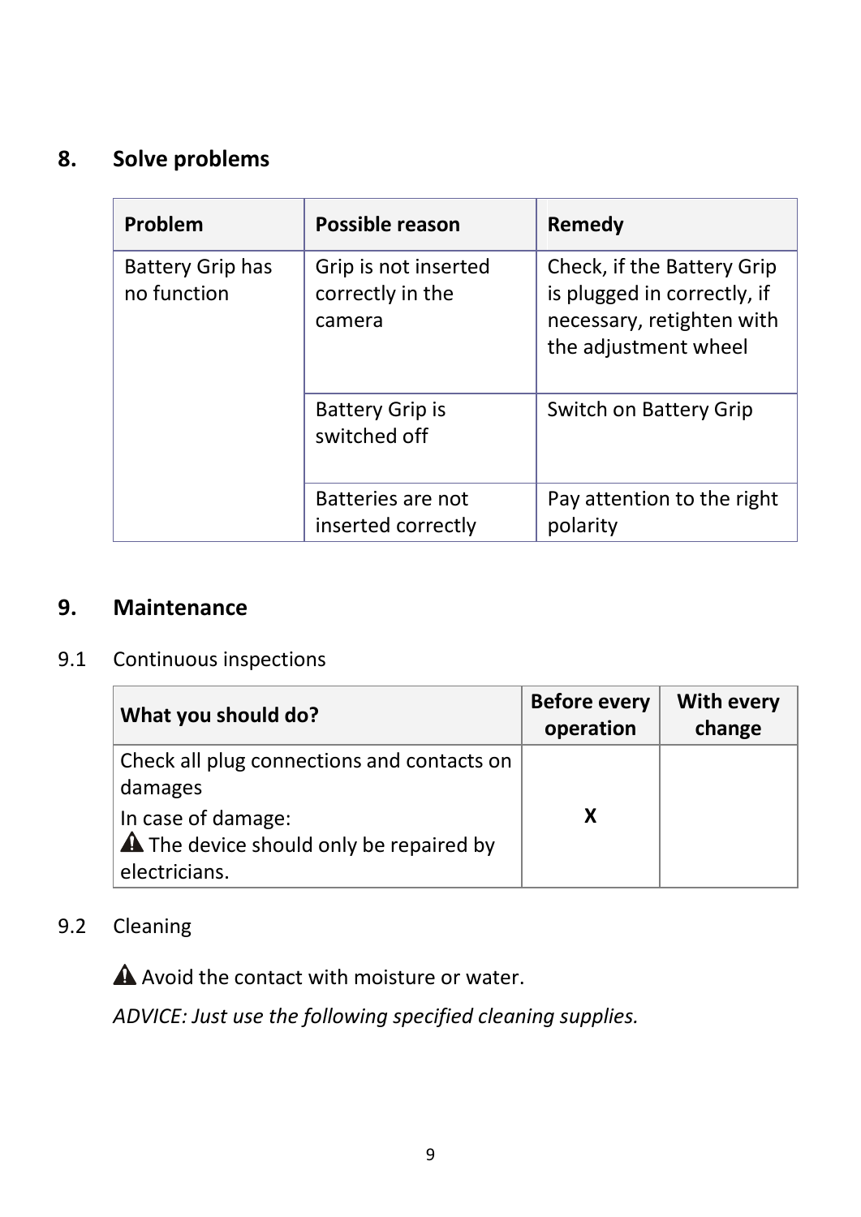## 8. Solve problems

| Problem | Possible reason | Remedy |
|---|---|---|
| Battery Grip has no function | Grip is not inserted correctly in the camera | Check, if the Battery Grip is plugged in correctly, if necessary, retighten with the adjustment wheel |
| | Battery Grip is switched off | Switch on Battery Grip |
| | Batteries are not inserted correctly | Pay attention to the right polarity |

## 9. Maintenance

9.1 Continuous inspections

| What you should do? | Before every operation | With every change |
|---|---|---|
| Check all plug connections and contacts on damages<br>In case of damage:<br>⚠ The device should only be repaired by electricians. | X | |

9.2 Cleaning

⚠ Avoid the contact with moisture or water.

*ADVICE: Just use the following specified cleaning supplies.*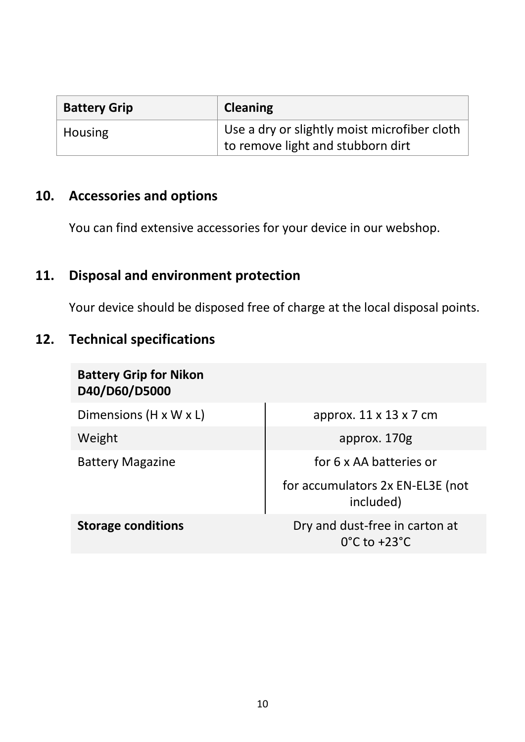| Battery Grip | Cleaning |
| --- | --- |
| Housing | Use a dry or slightly moist microfiber cloth to remove light and stubborn dirt |

## 10. Accessories and options

You can find extensive accessories for your device in our webshop.

## 11. Disposal and environment protection

Your device should be disposed free of charge at the local disposal points.

## 12. Technical specifications

| **Battery Grip for Nikon D40/D60/D5000** | |
| --- | --- |
| Dimensions (H x W x L) | approx. 11 x 13 x 7 cm |
| Weight | approx. 170g |
| Battery Magazine | for 6 x AA batteries or<br>for accumulators 2x EN-EL3E (not included) |
| **Storage conditions** | Dry and dust-free in carton at 0°C to +23°C |